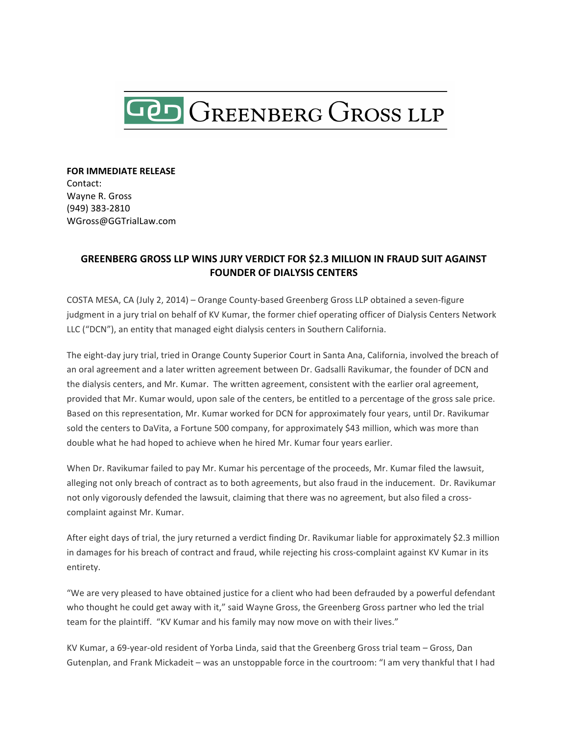# GREENBERG GROSS LLP

**FOR IMMEDIATE RELEASE**
Contact:
Wayne R. Gross
(949) 383-2810
WGross@GGTrialLaw.com

## GREENBERG GROSS LLP WINS JURY VERDICT FOR $2.3 MILLION IN FRAUD SUIT AGAINST FOUNDER OF DIALYSIS CENTERS

COSTA MESA, CA (July 2, 2014) – Orange County-based Greenberg Gross LLP obtained a seven-figure judgment in a jury trial on behalf of KV Kumar, the former chief operating officer of Dialysis Centers Network LLC ("DCN"), an entity that managed eight dialysis centers in Southern California.

The eight-day jury trial, tried in Orange County Superior Court in Santa Ana, California, involved the breach of an oral agreement and a later written agreement between Dr. Gadsalli Ravikumar, the founder of DCN and the dialysis centers, and Mr. Kumar. The written agreement, consistent with the earlier oral agreement, provided that Mr. Kumar would, upon sale of the centers, be entitled to a percentage of the gross sale price. Based on this representation, Mr. Kumar worked for DCN for approximately four years, until Dr. Ravikumar sold the centers to DaVita, a Fortune 500 company, for approximately $43 million, which was more than double what he had hoped to achieve when he hired Mr. Kumar four years earlier.

When Dr. Ravikumar failed to pay Mr. Kumar his percentage of the proceeds, Mr. Kumar filed the lawsuit, alleging not only breach of contract as to both agreements, but also fraud in the inducement. Dr. Ravikumar not only vigorously defended the lawsuit, claiming that there was no agreement, but also filed a cross-complaint against Mr. Kumar.

After eight days of trial, the jury returned a verdict finding Dr. Ravikumar liable for approximately $2.3 million in damages for his breach of contract and fraud, while rejecting his cross-complaint against KV Kumar in its entirety.

"We are very pleased to have obtained justice for a client who had been defrauded by a powerful defendant who thought he could get away with it," said Wayne Gross, the Greenberg Gross partner who led the trial team for the plaintiff. "KV Kumar and his family may now move on with their lives."

KV Kumar, a 69-year-old resident of Yorba Linda, said that the Greenberg Gross trial team – Gross, Dan Gutenplan, and Frank Mickadeit – was an unstoppable force in the courtroom: "I am very thankful that I had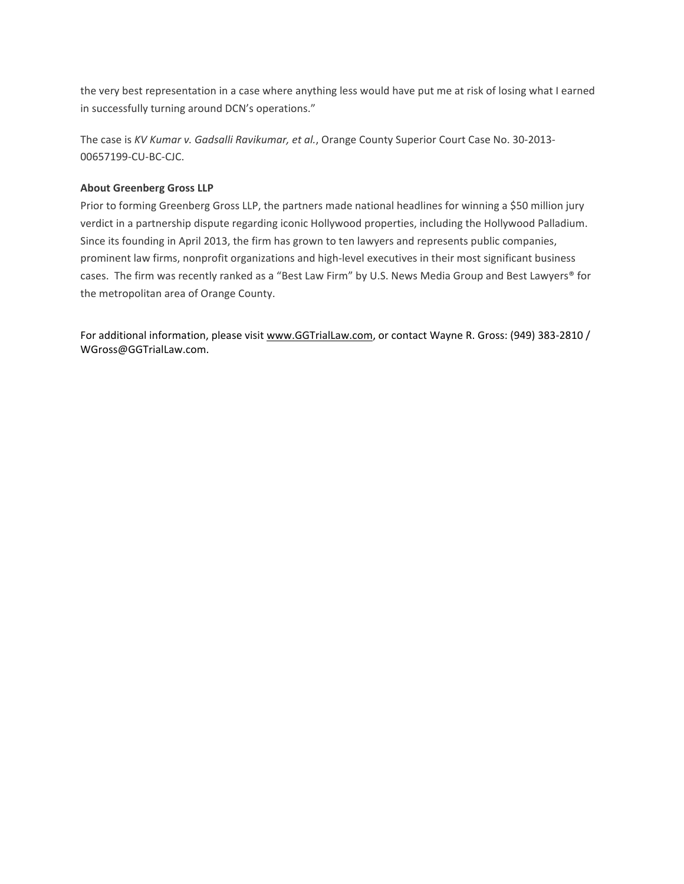the very best representation in a case where anything less would have put me at risk of losing what I earned in successfully turning around DCN's operations."

The case is *KV Kumar v. Gadsalli Ravikumar, et al.*, Orange County Superior Court Case No. 30-2013-00657199-CU-BC-CJC.

**About Greenberg Gross LLP**

Prior to forming Greenberg Gross LLP, the partners made national headlines for winning a $50 million jury verdict in a partnership dispute regarding iconic Hollywood properties, including the Hollywood Palladium. Since its founding in April 2013, the firm has grown to ten lawyers and represents public companies, prominent law firms, nonprofit organizations and high-level executives in their most significant business cases. The firm was recently ranked as a "Best Law Firm" by U.S. News Media Group and Best Lawyers® for the metropolitan area of Orange County.

For additional information, please visit www.GGTrialLaw.com, or contact Wayne R. Gross: (949) 383-2810 / WGross@GGTrialLaw.com.